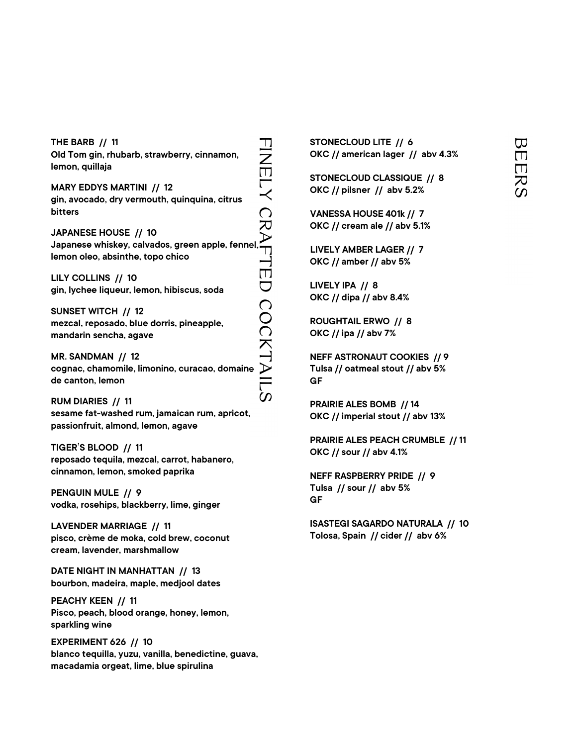## FINELY CRAFTED COCKTAILS

**THE BARB // 11**
Old Tom gin, rhubarb, strawberry, cinnamon, lemon, quillaja

**MARY EDDYS MARTINI // 12**
gin, avocado, dry vermouth, quinquina, citrus bitters

**JAPANESE HOUSE // 10**
Japanese whiskey, calvados, green apple, fennel, lemon oleo, absinthe, topo chico

**LILY COLLINS // 10**
gin, lychee liqueur, lemon, hibiscus, soda

**SUNSET WITCH // 12**
mezcal, reposado, blue dorris, pineapple, mandarin sencha, agave

**MR. SANDMAN // 12**
cognac, chamomile, limonino, curacao, domaine de canton, lemon

**RUM DIARIES // 11**
sesame fat-washed rum, jamaican rum, apricot, passionfruit, almond, lemon, agave

**TIGER'S BLOOD // 11**
reposado tequila, mezcal, carrot, habanero, cinnamon, lemon, smoked paprika

**PENGUIN MULE // 9**
vodka, rosehips, blackberry, lime, ginger

**LAVENDER MARRIAGE // 11**
pisco, crème de moka, cold brew, coconut cream, lavender, marshmallow

**DATE NIGHT IN MANHATTAN // 13**
bourbon, madeira, maple, medjool dates

**PEACHY KEEN // 11**
Pisco, peach, blood orange, honey, lemon, sparkling wine

**EXPERIMENT 626 // 10**
blanco tequilla, yuzu, vanilla, benedictine, guava, macadamia orgeat, lime, blue spirulina

## BEERS

**STONECLOUD LITE // 6**
OKC // american lager // abv 4.3%

**STONECLOUD CLASSIQUE // 8**
OKC // pilsner // abv 5.2%

**VANESSA HOUSE 401k // 7**
OKC // cream ale // abv 5.1%

**LIVELY AMBER LAGER // 7**
OKC // amber // abv 5%

**LIVELY IPA // 8**
OKC // dipa // abv 8.4%

**ROUGHTAIL ERWO // 8**
OKC // ipa // abv 7%

**NEFF ASTRONAUT COOKIES // 9**
Tulsa // oatmeal stout // abv 5%
GF

**PRAIRIE ALES BOMB // 14**
OKC // imperial stout // abv 13%

**PRAIRIE ALES PEACH CRUMBLE // 11**
OKC // sour // abv 4.1%

**NEFF RASPBERRY PRIDE // 9**
Tulsa // sour // abv 5%
GF

**ISASTEGI SAGARDO NATURALA // 10**
Tolosa, Spain // cider // abv 6%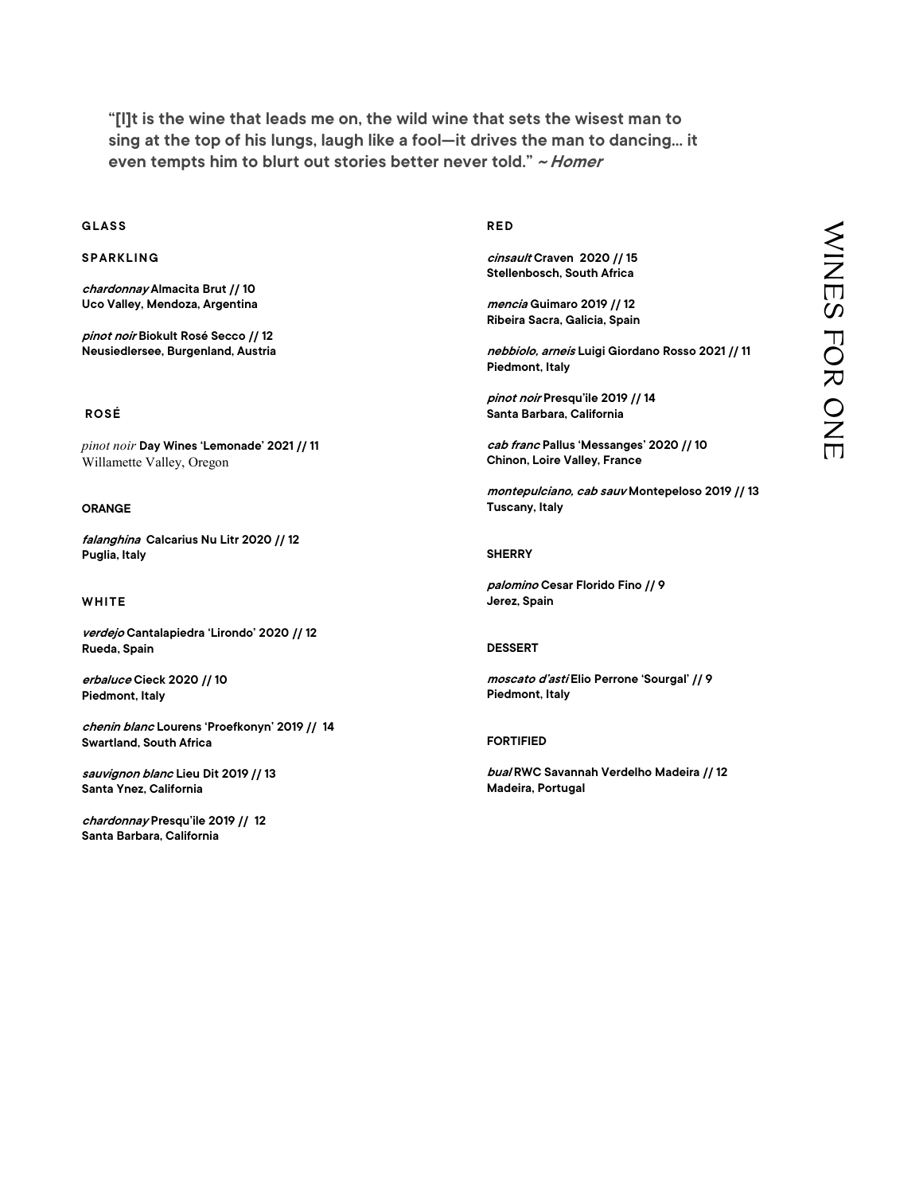"[I]t is the wine that leads me on, the wild wine that sets the wisest man to sing at the top of his lungs, laugh like a fool—it drives the man to dancing… it even tempts him to blurt out stories better never told." ~ *Homer*

# WINES FOR ONE

## GLASS

### SPARKLING

*chardonnay* **Almacita Brut // 10**
**Uco Valley, Mendoza, Argentina**

*pinot noir* **Biokult Rosé Secco // 12**
**Neusiedlersee, Burgenland, Austria**

### ROSÉ

*pinot noir* **Day Wines 'Lemonade' 2021 // 11**
Willamette Valley, Oregon

### ORANGE

*falanghina* **Calcarius Nu Litr 2020 // 12**
**Puglia, Italy**

### WHITE

*verdejo* **Cantalapiedra 'Lirondo' 2020 // 12**
**Rueda, Spain**

*erbaluce* **Cieck 2020 // 10**
**Piedmont, Italy**

*chenin blanc* **Lourens 'Proefkonyn' 2019 // 14**
**Swartland, South Africa**

*sauvignon blanc* **Lieu Dit 2019 // 13**
**Santa Ynez, California**

*chardonnay* **Presqu'ile 2019 // 12**
**Santa Barbara, California**

### RED

*cinsault* **Craven 2020 // 15**
**Stellenbosch, South Africa**

*mencia* **Guimaro 2019 // 12**
**Ribeira Sacra, Galicia, Spain**

*nebbiolo, arneis* **Luigi Giordano Rosso 2021 // 11**
**Piedmont, Italy**

*pinot noir* **Presqu'ile 2019 // 14**
**Santa Barbara, California**

*cab franc* **Pallus 'Messanges' 2020 // 10**
**Chinon, Loire Valley, France**

*montepulciano, cab sauv* **Montepeloso 2019 // 13**
**Tuscany, Italy**

### SHERRY

*palomino* **Cesar Florido Fino // 9**
**Jerez, Spain**

### DESSERT

*moscato d'asti* **Elio Perrone 'Sourgal' // 9**
**Piedmont, Italy**

### FORTIFIED

*bual* **RWC Savannah Verdelho Madeira // 12**
**Madeira, Portugal**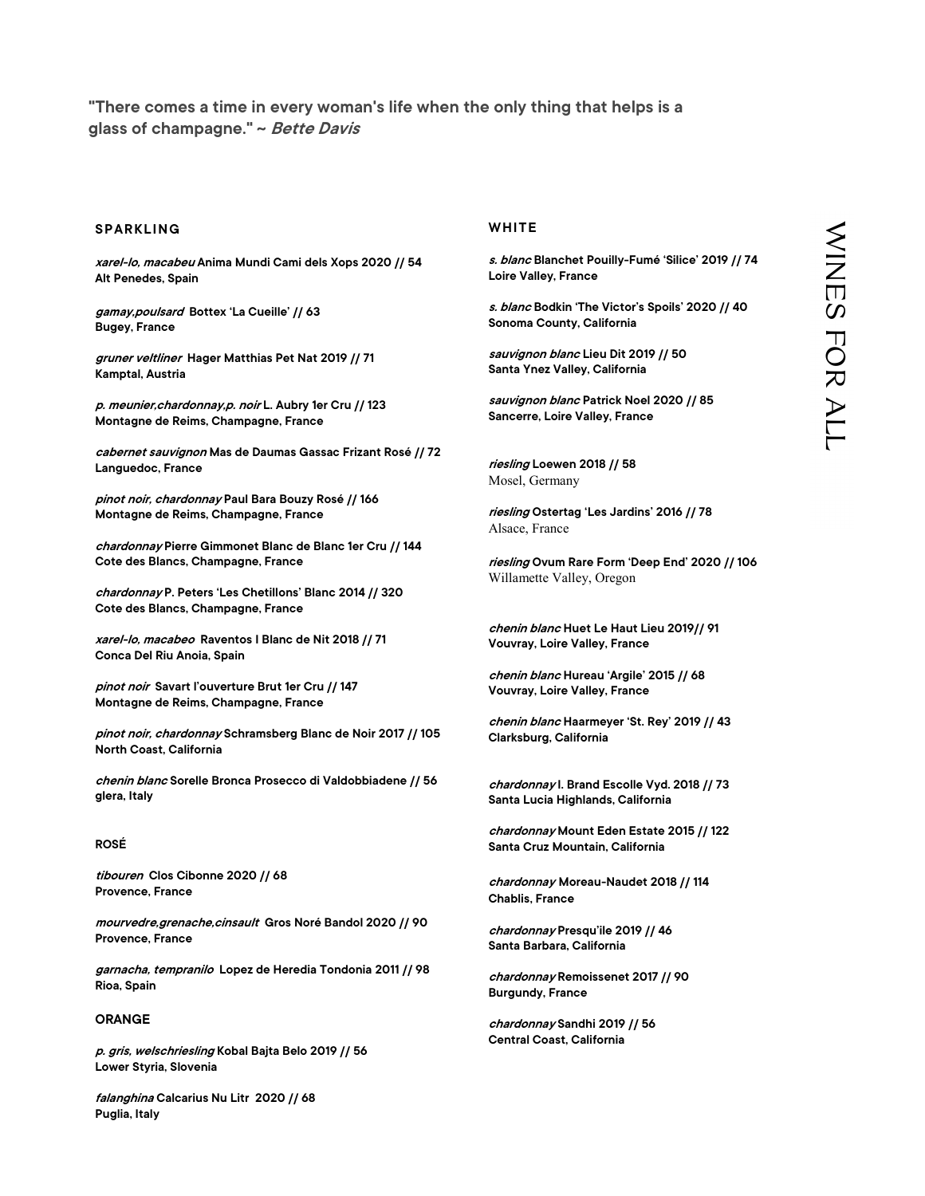"There comes a time in every woman's life when the only thing that helps is a glass of champagne." ~ *Bette Davis*

# WINES FOR ALL

## SPARKLING

***xarel-lo, macabeu*** **Anima Mundi Cami dels Xops 2020 // 54**
**Alt Penedes, Spain**

***gamay,poulsard*** **Bottex 'La Cueille' // 63**
**Bugey, France**

***gruner veltliner*** **Hager Matthias Pet Nat 2019 // 71**
**Kamptal, Austria**

***p. meunier,chardonnay,p. noir*** **L. Aubry 1er Cru // 123**
**Montagne de Reims, Champagne, France**

***cabernet sauvignon*** **Mas de Daumas Gassac Frizant Rosé // 72**
**Languedoc, France**

***pinot noir, chardonnay*** **Paul Bara Bouzy Rosé // 166**
**Montagne de Reims, Champagne, France**

***chardonnay*** **Pierre Gimmonet Blanc de Blanc 1er Cru // 144**
**Cote des Blancs, Champagne, France**

***chardonnay*** **P. Peters 'Les Chetillons' Blanc 2014 // 320**
**Cote des Blancs, Champagne, France**

***xarel-lo, macabeo*** **Raventos I Blanc de Nit 2018 // 71**
**Conca Del Riu Anoia, Spain**

***pinot noir*** **Savart l'ouverture Brut 1er Cru // 147**
**Montagne de Reims, Champagne, France**

***pinot noir, chardonnay*** **Schramsberg Blanc de Noir 2017 // 105**
**North Coast, California**

***chenin blanc*** **Sorelle Bronca Prosecco di Valdobbiadene // 56**
**glera, Italy**

## ROSÉ

***tibouren*** **Clos Cibonne 2020 // 68**
**Provence, France**

***mourvedre,grenache,cinsault*** **Gros Noré Bandol 2020 // 90**
**Provence, France**

***garnacha, tempranilo*** **Lopez de Heredia Tondonia 2011 // 98**
**Rioa, Spain**

## ORANGE

***p. gris, welschriesling*** **Kobal Bajta Belo 2019 // 56**
**Lower Styria, Slovenia**

***falanghina*** **Calcarius Nu Litr 2020 // 68**
**Puglia, Italy**

## WHITE

***s. blanc*** **Blanchet Pouilly-Fumé 'Silice' 2019 // 74**
**Loire Valley, France**

***s. blanc*** **Bodkin 'The Victor's Spoils' 2020 // 40**
**Sonoma County, California**

***sauvignon blanc*** **Lieu Dit 2019 // 50**
**Santa Ynez Valley, California**

***sauvignon blanc*** **Patrick Noel 2020 // 85**
**Sancerre, Loire Valley, France**

***riesling*** **Loewen 2018 // 58**
Mosel, Germany

***riesling*** **Ostertag 'Les Jardins' 2016 // 78**
Alsace, France

***riesling*** **Ovum Rare Form 'Deep End' 2020 // 106**
Willamette Valley, Oregon

***chenin blanc*** **Huet Le Haut Lieu 2019// 91**
**Vouvray, Loire Valley, France**

***chenin blanc*** **Hureau 'Argile' 2015 // 68**
**Vouvray, Loire Valley, France**

***chenin blanc*** **Haarmeyer 'St. Rey' 2019 // 43**
**Clarksburg, California**

***chardonnay*** **I. Brand Escolle Vyd. 2018 // 73**
**Santa Lucia Highlands, California**

***chardonnay*** **Mount Eden Estate 2015 // 122**
**Santa Cruz Mountain, California**

***chardonnay*** **Moreau-Naudet 2018 // 114**
**Chablis, France**

***chardonnay*** **Presqu'ile 2019 // 46**
**Santa Barbara, California**

***chardonnay*** **Remoissenet 2017 // 90**
**Burgundy, France**

***chardonnay*** **Sandhi 2019 // 56**
**Central Coast, California**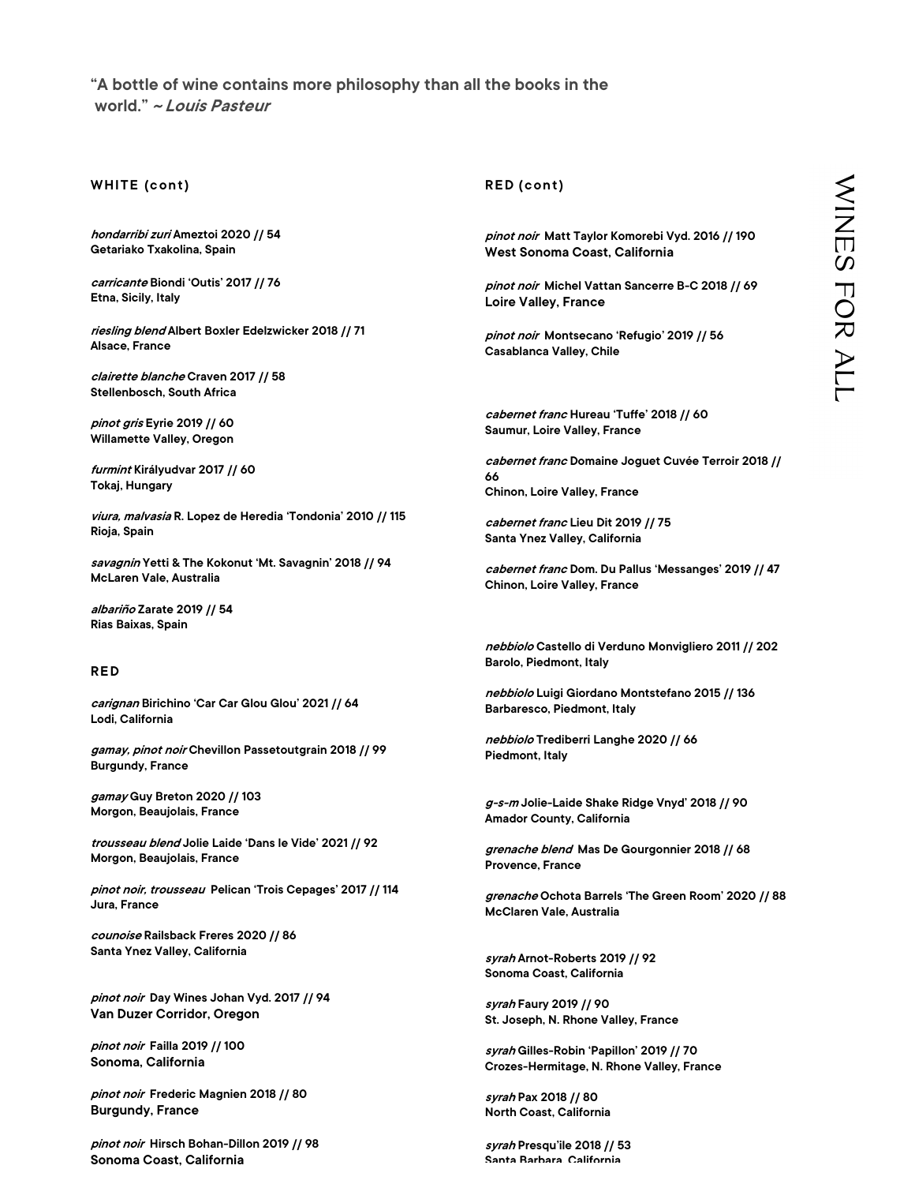**"A bottle of wine contains more philosophy than all the books in the world."** ***~ Louis Pasteur***

## WHITE (cont)

***hondarribi zuri*** **Ameztoi 2020 // 54**
**Getariako Txakolina, Spain**

***carricante*** **Biondi 'Outis' 2017 // 76**
**Etna, Sicily, Italy**

***riesling blend*** **Albert Boxler Edelzwicker 2018 // 71**
**Alsace, France**

***clairette blanche*** **Craven 2017 // 58**
**Stellenbosch, South Africa**

***pinot gris*** **Eyrie 2019 // 60**
**Willamette Valley, Oregon**

***furmint*** **Királyudvar 2017 // 60**
**Tokaj, Hungary**

***viura, malvasia*** **R. Lopez de Heredia 'Tondonia' 2010 // 115**
**Rioja, Spain**

***savagnin*** **Yetti & The Kokonut 'Mt. Savagnin' 2018 // 94**
**McLaren Vale, Australia**

***albariño*** **Zarate 2019 // 54**
**Rias Baixas, Spain**

## RED

***carignan*** **Birichino 'Car Car Glou Glou' 2021 // 64**
**Lodi, California**

***gamay, pinot noir*** **Chevillon Passetoutgrain 2018 // 99**
**Burgundy, France**

***gamay*** **Guy Breton 2020 // 103**
**Morgon, Beaujolais, France**

***trousseau blend*** **Jolie Laide 'Dans le Vide' 2021 // 92**
**Morgon, Beaujolais, France**

***pinot noir, trousseau*** **Pelican 'Trois Cepages' 2017 // 114**
**Jura, France**

***counoise*** **Railsback Freres 2020 // 86**
**Santa Ynez Valley, California**

***pinot noir*** **Day Wines Johan Vyd. 2017 // 94**
**Van Duzer Corridor, Oregon**

***pinot noir*** **Failla 2019 // 100**
**Sonoma, California**

***pinot noir*** **Frederic Magnien 2018 // 80**
**Burgundy, France**

***pinot noir*** **Hirsch Bohan-Dillon 2019 // 98**
**Sonoma Coast, California**

## RED (cont)

***pinot noir*** **Matt Taylor Komorebi Vyd. 2016 // 190**
**West Sonoma Coast, California**

***pinot noir*** **Michel Vattan Sancerre B-C 2018 // 69**
**Loire Valley, France**

***pinot noir*** **Montsecano 'Refugio' 2019 // 56**
**Casablanca Valley, Chile**

***cabernet franc*** **Hureau 'Tuffe' 2018 // 60**
**Saumur, Loire Valley, France**

***cabernet franc*** **Domaine Joguet Cuvée Terroir 2018 // 66**
**Chinon, Loire Valley, France**

***cabernet franc*** **Lieu Dit 2019 // 75**
**Santa Ynez Valley, California**

***cabernet franc*** **Dom. Du Pallus 'Messanges' 2019 // 47**
**Chinon, Loire Valley, France**

***nebbiolo*** **Castello di Verduno Monvigliero 2011 // 202**
**Barolo, Piedmont, Italy**

***nebbiolo*** **Luigi Giordano Montstefano 2015 // 136**
**Barbaresco, Piedmont, Italy**

***nebbiolo*** **Trediberri Langhe 2020 // 66**
**Piedmont, Italy**

***g-s-m*** **Jolie-Laide Shake Ridge Vnyd' 2018 // 90**
**Amador County, California**

***grenache blend*** **Mas De Gourgonnier 2018 // 68**
**Provence, France**

***grenache*** **Ochota Barrels 'The Green Room' 2020 // 88**
**McClaren Vale, Australia**

***syrah*** **Arnot-Roberts 2019 // 92**
**Sonoma Coast, California**

***syrah*** **Faury 2019 // 90**
**St. Joseph, N. Rhone Valley, France**

***syrah*** **Gilles-Robin 'Papillon' 2019 // 70**
**Crozes-Hermitage, N. Rhone Valley, France**

***syrah*** **Pax 2018 // 80**
**North Coast, California**

***syrah*** **Presqu'ile 2018 // 53**
**Santa Barbara, California**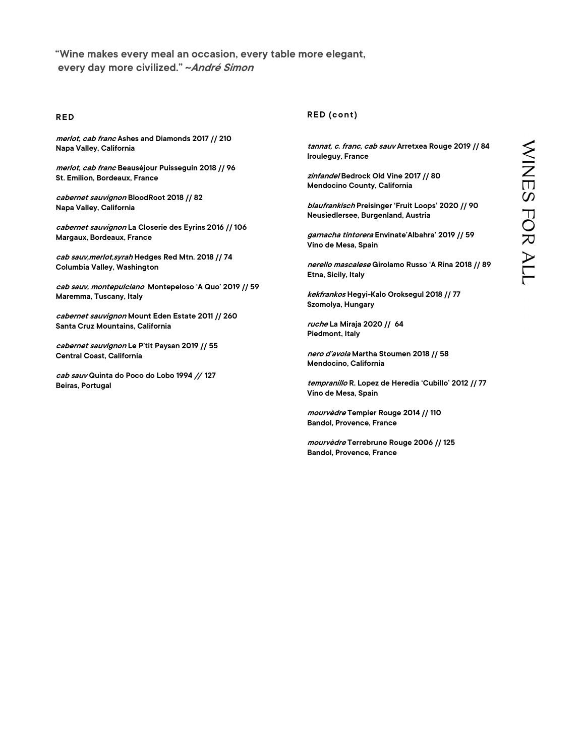"Wine makes every meal an occasion, every table more elegant, every day more civilized." ~*André Simon*

## RED

***merlot, cab franc*** **Ashes and Diamonds 2017 // 210**
**Napa Valley, California**

***merlot, cab franc*** **Beauséjour Puisseguin 2018 // 96**
**St. Emilion, Bordeaux, France**

***cabernet sauvignon*** **BloodRoot 2018 // 82**
**Napa Valley, California**

***cabernet sauvignon*** **La Closerie des Eyrins 2016 // 106**
**Margaux, Bordeaux, France**

***cab sauv,merlot,syrah*** **Hedges Red Mtn. 2018 // 74**
**Columbia Valley, Washington**

***cab sauv, montepulciano*** **Montepeloso 'A Quo' 2019 // 59**
**Maremma, Tuscany, Italy**

***cabernet sauvignon*** **Mount Eden Estate 2011 // 260**
**Santa Cruz Mountains, California**

***cabernet sauvignon*** **Le P'tit Paysan 2019 // 55**
**Central Coast, California**

***cab sauv*** **Quinta do Poco do Lobo 1994 // 127**
**Beiras, Portugal**

## RED (cont)

***tannat, c. franc, cab sauv*** **Arretxea Rouge 2019 // 84**
**Irouleguy, France**

***zinfandel*** **Bedrock Old Vine 2017 // 80**
**Mendocino County, California**

***blaufrankisch*** **Preisinger 'Fruit Loops' 2020 // 90**
**Neusiedlersee, Burgenland, Austria**

***garnacha tintorera*** **Envinate'Albahra' 2019 // 59**
**Vino de Mesa, Spain**

***nerello mascalese*** **Girolamo Russo 'A Rina 2018 // 89**
**Etna, Sicily, Italy**

***kekfrankos*** **Hegyi-Kalo Oroksegul 2018 // 77**
**Szomolya, Hungary**

***ruche*** **La Miraja 2020 // 64**
**Piedmont, Italy**

***nero d'avola*** **Martha Stoumen 2018 // 58**
**Mendocino, California**

***tempranillo*** **R. Lopez de Heredia 'Cubillo' 2012 // 77**
**Vino de Mesa, Spain**

***mourvèdre*** **Tempier Rouge 2014 // 110**
**Bandol, Provence, France**

***mourvèdre*** **Terrebrune Rouge 2006 // 125**
**Bandol, Provence, France**

WINES FOR ALL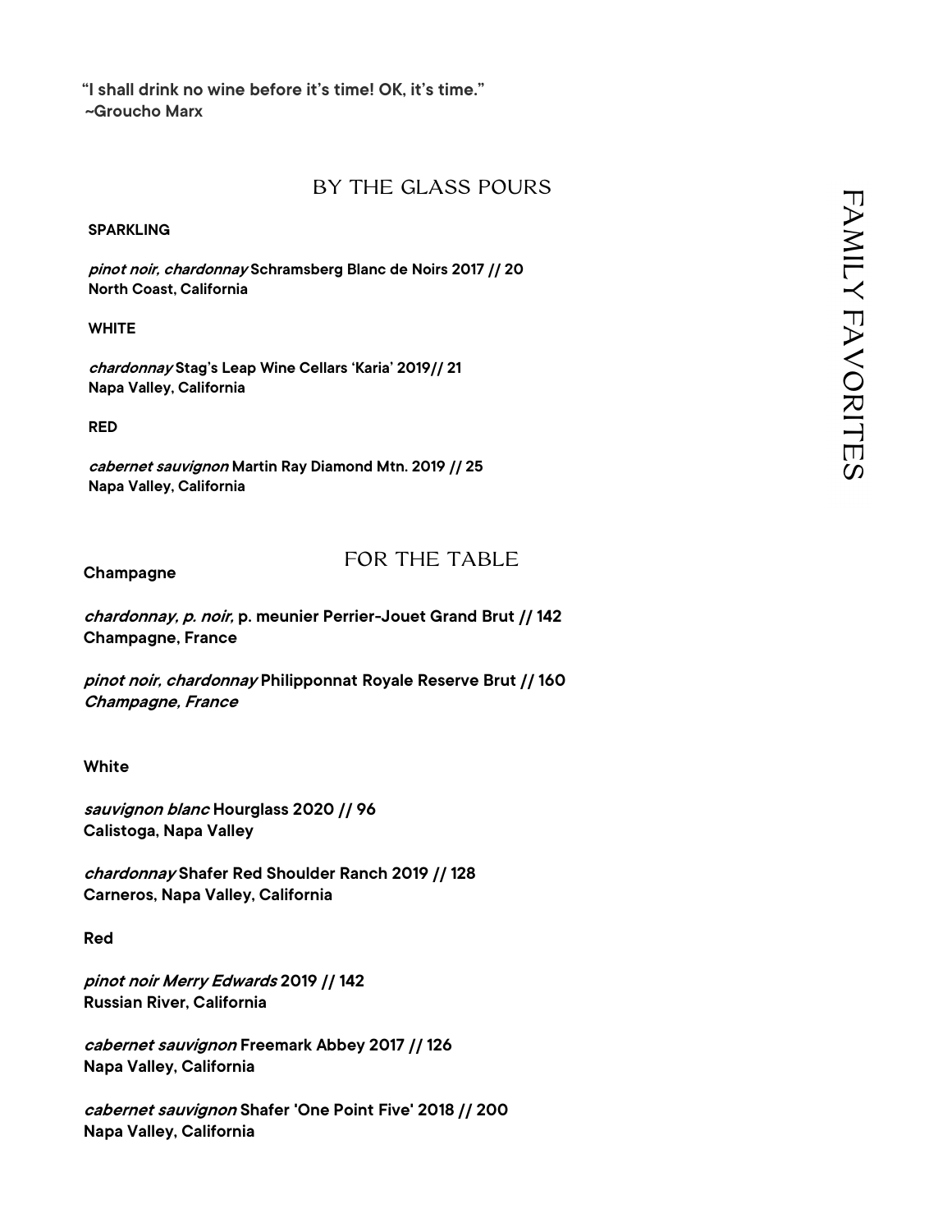**"I shall drink no wine before it's time! OK, it's time."**
**~Groucho Marx**

# FAMILY FAVORITES

## BY THE GLASS POURS

**SPARKLING**

***pinot noir, chardonnay* Schramsberg Blanc de Noirs 2017 // 20**
**North Coast, California**

**WHITE**

***chardonnay* Stag's Leap Wine Cellars 'Karia' 2019// 21**
**Napa Valley, California**

**RED**

***cabernet sauvignon* Martin Ray Diamond Mtn. 2019 // 25**
**Napa Valley, California**

## FOR THE TABLE

**Champagne**

***chardonnay, p. noir,* p. meunier Perrier-Jouet Grand Brut // 142**
**Champagne, France**

***pinot noir, chardonnay* Philipponnat Royale Reserve Brut // 160**
***Champagne, France***

**White**

***sauvignon blanc* Hourglass 2020 // 96**
**Calistoga, Napa Valley**

***chardonnay* Shafer Red Shoulder Ranch 2019 // 128**
**Carneros, Napa Valley, California**

**Red**

***pinot noir Merry Edwards* 2019 // 142**
**Russian River, California**

***cabernet sauvignon* Freemark Abbey 2017 // 126**
**Napa Valley, California**

***cabernet sauvignon* Shafer 'One Point Five' 2018 // 200**
**Napa Valley, California**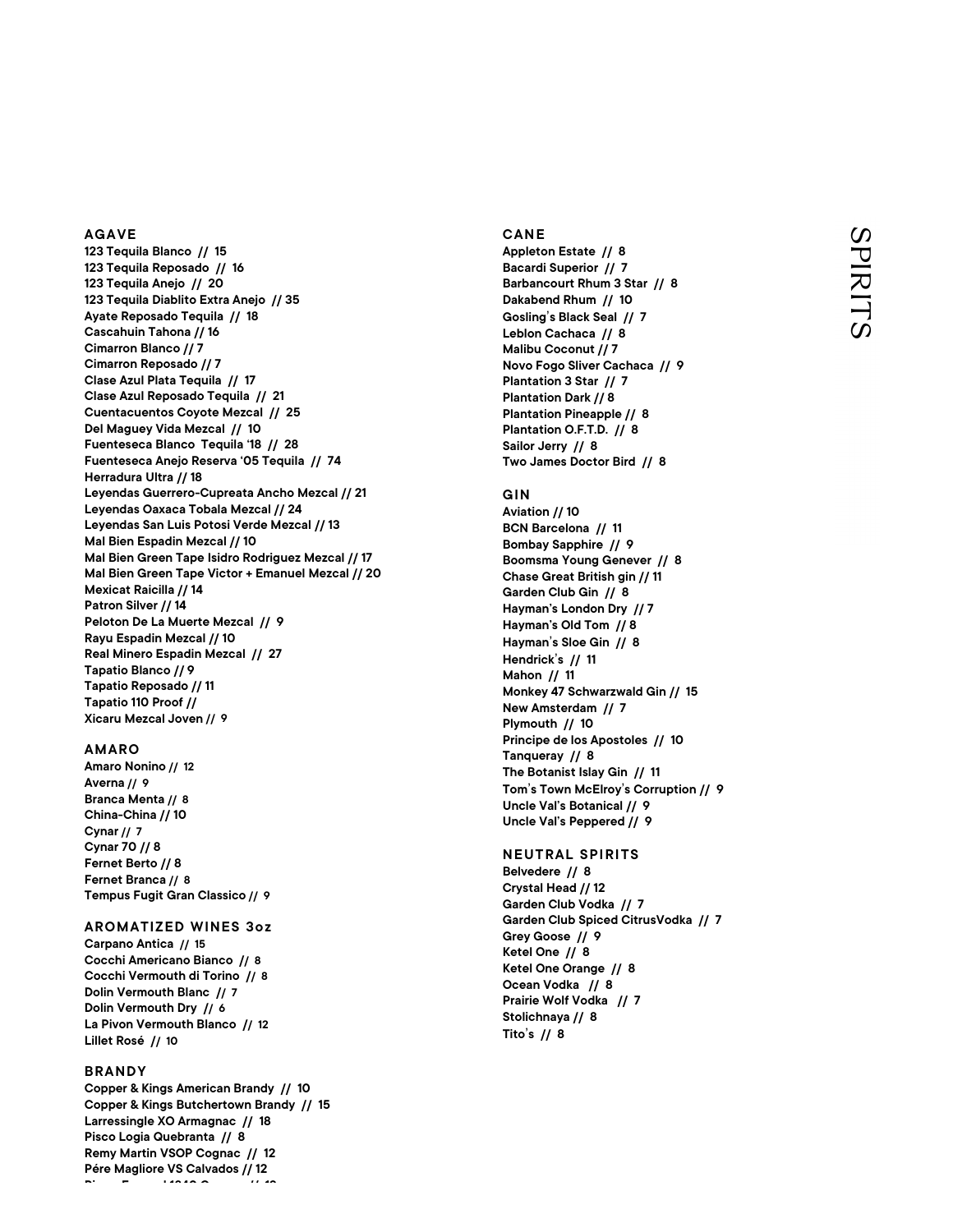# SPIRITS

## AGAVE

**123 Tequila Blanco // 15**
**123 Tequila Reposado // 16**
**123 Tequila Anejo // 20**
**123 Tequila Diablito Extra Anejo // 35**
**Ayate Reposado Tequila // 18**
**Cascahuin Tahona // 16**
**Cimarron Blanco // 7**
**Cimarron Reposado // 7**
**Clase Azul Plata Tequila // 17**
**Clase Azul Reposado Tequila // 21**
**Cuentacuentos Coyote Mezcal // 25**
**Del Maguey Vida Mezcal // 10**
**Fuenteseca Blanco Tequila '18 // 28**
**Fuenteseca Anejo Reserva '05 Tequila // 74**
**Herradura Ultra // 18**
**Leyendas Guerrero-Cupreata Ancho Mezcal // 21**
**Leyendas Oaxaca Tobala Mezcal // 24**
**Leyendas San Luis Potosi Verde Mezcal // 13**
**Mal Bien Espadin Mezcal // 10**
**Mal Bien Green Tape Isidro Rodriguez Mezcal // 17**
**Mal Bien Green Tape Victor + Emanuel Mezcal // 20**
**Mexicat Raicilla // 14**
**Patron Silver // 14**
**Peloton De La Muerte Mezcal // 9**
**Rayu Espadin Mezcal // 10**
**Real Minero Espadin Mezcal // 27**
**Tapatio Blanco // 9**
**Tapatio Reposado // 11**
**Tapatio 110 Proof //**
**Xicaru Mezcal Joven // 9**

## AMARO

**Amaro Nonino // 12**
**Averna // 9**
**Branca Menta // 8**
**China-China // 10**
**Cynar // 7**
**Cynar 70 // 8**
**Fernet Berto // 8**
**Fernet Branca // 8**
**Tempus Fugit Gran Classico // 9**

## AROMATIZED WINES 3oz

**Carpano Antica // 15**
**Cocchi Americano Bianco // 8**
**Cocchi Vermouth di Torino // 8**
**Dolin Vermouth Blanc // 7**
**Dolin Vermouth Dry // 6**
**La Pivon Vermouth Blanco // 12**
**Lillet Rosé // 10**

## BRANDY

**Copper & Kings American Brandy // 10**
**Copper & Kings Butchertown Brandy // 15**
**Larressingle XO Armagnac // 18**
**Pisco Logia Quebranta // 8**
**Remy Martin VSOP Cognac // 12**
**Pére Magliore VS Calvados // 12**

## CANE

**Appleton Estate // 8**
**Bacardi Superior // 7**
**Barbancourt Rhum 3 Star // 8**
**Dakabend Rhum // 10**
**Gosling's Black Seal // 7**
**Leblon Cachaca // 8**
**Malibu Coconut // 7**
**Novo Fogo Sliver Cachaca // 9**
**Plantation 3 Star // 7**
**Plantation Dark // 8**
**Plantation Pineapple // 8**
**Plantation O.F.T.D. // 8**
**Sailor Jerry // 8**
**Two James Doctor Bird // 8**

## GIN

**Aviation // 10**
**BCN Barcelona // 11**
**Bombay Sapphire // 9**
**Boomsma Young Genever // 8**
**Chase Great British gin // 11**
**Garden Club Gin // 8**
**Hayman's London Dry // 7**
**Hayman's Old Tom // 8**
**Hayman's Sloe Gin // 8**
**Hendrick's // 11**
**Mahon // 11**
**Monkey 47 Schwarzwald Gin // 15**
**New Amsterdam // 7**
**Plymouth // 10**
**Principe de los Apostoles // 10**
**Tanqueray // 8**
**The Botanist Islay Gin // 11**
**Tom's Town McElroy's Corruption // 9**
**Uncle Val's Botanical // 9**
**Uncle Val's Peppered // 9**

## NEUTRAL SPIRITS

**Belvedere // 8**
**Crystal Head // 12**
**Garden Club Vodka // 7**
**Garden Club Spiced CitrusVodka // 7**
**Grey Goose // 9**
**Ketel One // 8**
**Ketel One Orange // 8**
**Ocean Vodka // 8**
**Prairie Wolf Vodka // 7**
**Stolichnaya // 8**
**Tito's // 8**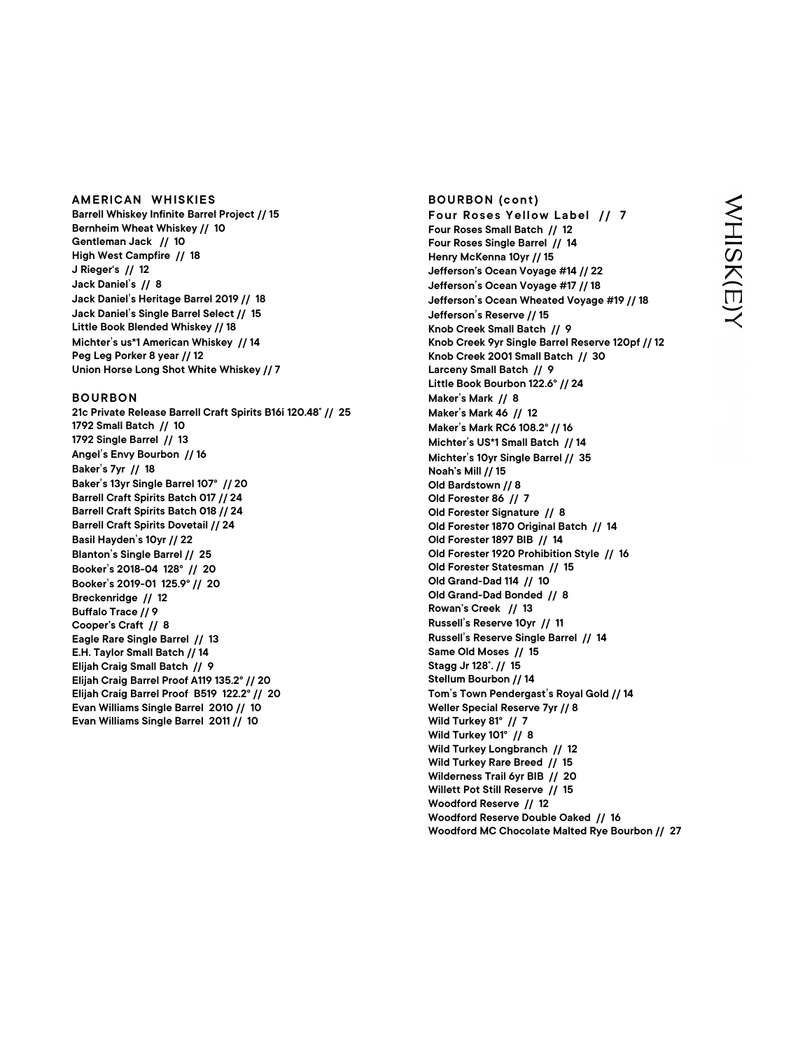# WHISK(E)Y

## AMERICAN WHISKIES

Barrell Whiskey Infinite Barrel Project // 15
Bernheim Wheat Whiskey // 10
Gentleman Jack // 10
High West Campfire // 18
J Rieger's // 12
Jack Daniel's // 8
Jack Daniel's Heritage Barrel 2019 // 18
Jack Daniel's Single Barrel Select // 15
Little Book Blended Whiskey // 18
Michter's us*1 American Whiskey // 14
Peg Leg Porker 8 year // 12
Union Horse Long Shot White Whiskey // 7

## BOURBON

21c Private Release Barrell Craft Spirits B16i 120.48˚ // 25
1792 Small Batch // 10
1792 Single Barrel // 13
Angel's Envy Bourbon // 16
Baker's 7yr // 18
Baker's 13yr Single Barrel 107° // 20
Barrell Craft Spirits Batch 017 // 24
Barrell Craft Spirits Batch 018 // 24
Barrell Craft Spirits Dovetail // 24
Basil Hayden's 10yr // 22
Blanton's Single Barrel // 25
Booker's 2018-04 128° // 20
Booker's 2019-01 125.9° // 20
Breckenridge // 12
Buffalo Trace // 9
Cooper's Craft // 8
Eagle Rare Single Barrel // 13
E.H. Taylor Small Batch // 14
Elijah Craig Small Batch // 9
Elijah Craig Barrel Proof A119 135.2° // 20
Elijah Craig Barrel Proof B519 122.2° // 20
Evan Williams Single Barrel 2010 // 10
Evan Williams Single Barrel 2011 // 10

## BOURBON (cont)

Four Roses Yellow Label // 7
Four Roses Small Batch // 12
Four Roses Single Barrel // 14
Henry McKenna 10yr // 15
Jefferson's Ocean Voyage #14 // 22
Jefferson's Ocean Voyage #17 // 18
Jefferson's Ocean Wheated Voyage #19 // 18
Jefferson's Reserve // 15
Knob Creek Small Batch // 9
Knob Creek 9yr Single Barrel Reserve 120pf // 12
Knob Creek 2001 Small Batch // 30
Larceny Small Batch // 9
Little Book Bourbon 122.6° // 24
Maker's Mark // 8
Maker's Mark 46 // 12
Maker's Mark RC6 108.2° // 16
Michter's US*1 Small Batch // 14
Michter's 10yr Single Barrel // 35
Noah's Mill // 15
Old Bardstown // 8
Old Forester 86 // 7
Old Forester Signature // 8
Old Forester 1870 Original Batch // 14
Old Forester 1897 BIB // 14
Old Forester 1920 Prohibition Style // 16
Old Forester Statesman // 15
Old Grand-Dad 114 // 10
Old Grand-Dad Bonded // 8
Rowan's Creek // 13
Russell's Reserve 10yr // 11
Russell's Reserve Single Barrel // 14
Same Old Moses // 15
Stagg Jr 128˚. // 15
Stellum Bourbon // 14
Tom's Town Pendergast's Royal Gold // 14
Weller Special Reserve 7yr // 8
Wild Turkey 81° // 7
Wild Turkey 101° // 8
Wild Turkey Longbranch // 12
Wild Turkey Rare Breed // 15
Wilderness Trail 6yr BIB // 20
Willett Pot Still Reserve // 15
Woodford Reserve // 12
Woodford Reserve Double Oaked // 16
Woodford MC Chocolate Malted Rye Bourbon // 27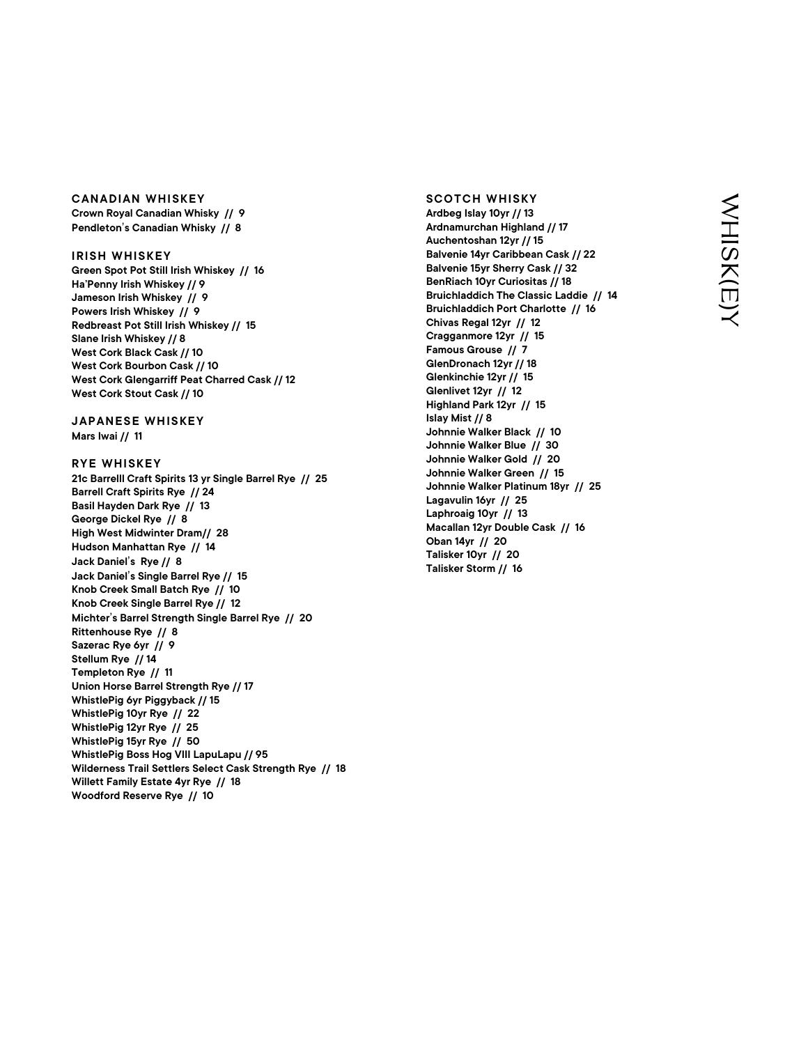# WHISK(E)Y

## CANADIAN WHISKEY

**Crown Royal Canadian Whisky // 9**
**Pendleton's Canadian Whisky // 8**

## IRISH WHISKEY

**Green Spot Pot Still Irish Whiskey // 16**
**Ha'Penny Irish Whiskey // 9**
**Jameson Irish Whiskey // 9**
**Powers Irish Whiskey // 9**
**Redbreast Pot Still Irish Whiskey // 15**
**Slane Irish Whiskey // 8**
**West Cork Black Cask // 10**
**West Cork Bourbon Cask // 10**
**West Cork Glengarriff Peat Charred Cask // 12**
**West Cork Stout Cask // 10**

## JAPANESE WHISKEY

**Mars Iwai // 11**

## RYE WHISKEY

**21c Barrelll Craft Spirits 13 yr Single Barrel Rye // 25**
**Barrell Craft Spirits Rye // 24**
**Basil Hayden Dark Rye // 13**
**George Dickel Rye // 8**
**High West Midwinter Dram// 28**
**Hudson Manhattan Rye // 14**
**Jack Daniel's Rye // 8**
**Jack Daniel's Single Barrel Rye // 15**
**Knob Creek Small Batch Rye // 10**
**Knob Creek Single Barrel Rye // 12**
**Michter's Barrel Strength Single Barrel Rye // 20**
**Rittenhouse Rye // 8**
**Sazerac Rye 6yr // 9**
**Stellum Rye // 14**
**Templeton Rye // 11**
**Union Horse Barrel Strength Rye // 17**
**WhistlePig 6yr Piggyback // 15**
**WhistlePig 10yr Rye // 22**
**WhistlePig 12yr Rye // 25**
**WhistlePig 15yr Rye // 50**
**WhistlePig Boss Hog VIII LapuLapu // 95**
**Wilderness Trail Settlers Select Cask Strength Rye // 18**
**Willett Family Estate 4yr Rye // 18**
**Woodford Reserve Rye // 10**

## SCOTCH WHISKY

**Ardbeg Islay 10yr // 13**
**Ardnamurchan Highland // 17**
**Auchentoshan 12yr // 15**
**Balvenie 14yr Caribbean Cask // 22**
**Balvenie 15yr Sherry Cask // 32**
**BenRiach 10yr Curiositas // 18**
**Bruichladdich The Classic Laddie // 14**
**Bruichladdich Port Charlotte // 16**
**Chivas Regal 12yr // 12**
**Cragganmore 12yr // 15**
**Famous Grouse // 7**
**GlenDronach 12yr // 18**
**Glenkinchie 12yr // 15**
**Glenlivet 12yr // 12**
**Highland Park 12yr // 15**
**Islay Mist // 8**
**Johnnie Walker Black // 10**
**Johnnie Walker Blue // 30**
**Johnnie Walker Gold // 20**
**Johnnie Walker Green // 15**
**Johnnie Walker Platinum 18yr // 25**
**Lagavulin 16yr // 25**
**Laphroaig 10yr // 13**
**Macallan 12yr Double Cask // 16**
**Oban 14yr // 20**
**Talisker 10yr // 20**
**Talisker Storm // 16**